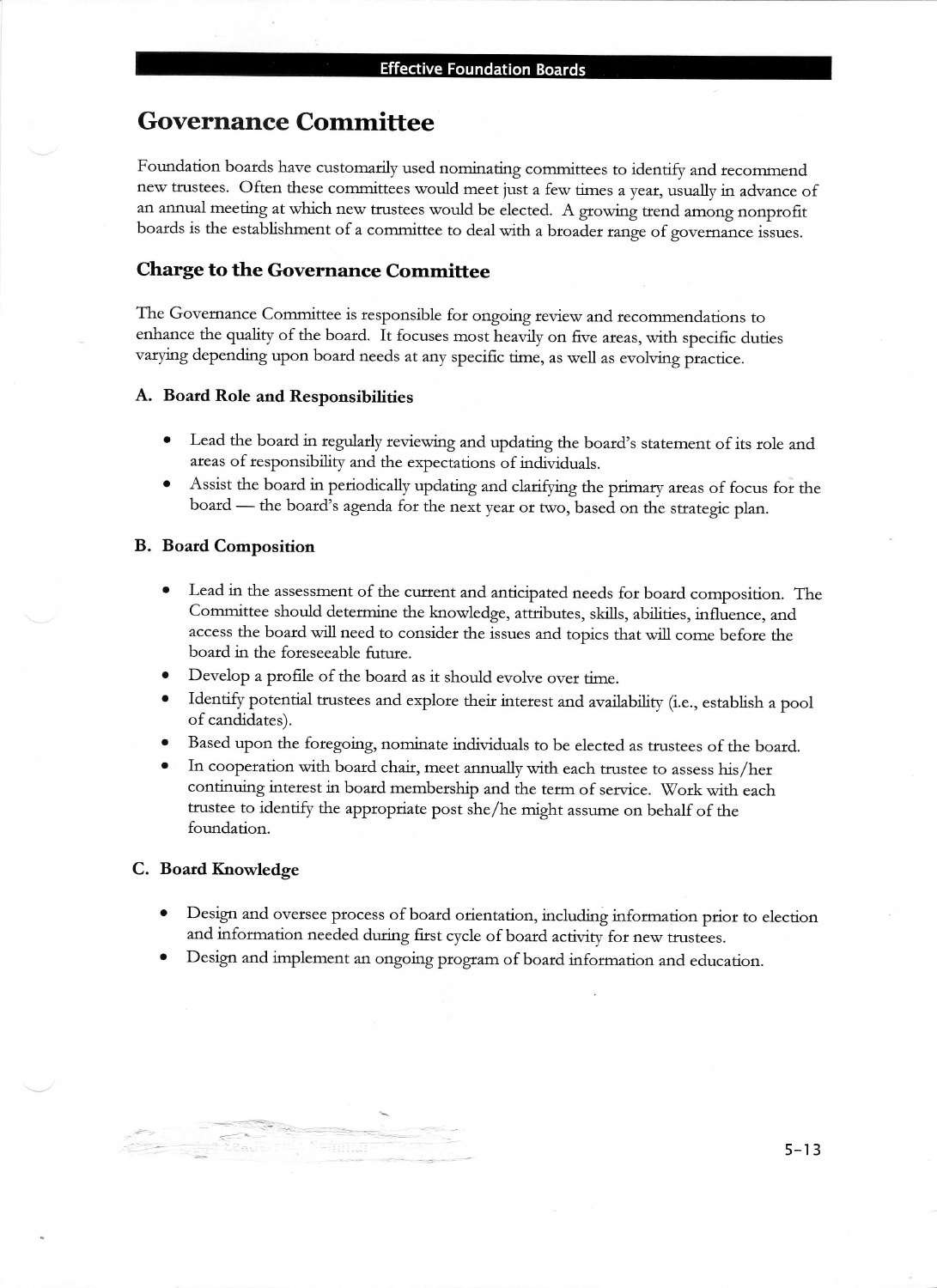# Governance Committee

Foundation boards have customarily used nominating committees to identify and recommend new trustees. Often these committees would meet just a few times a year, usually in advance of an annual meeting at which new trustees would be elected. A growing trend among nonprofit boards is the establishment of a committee to deal with a broader range of governance issues.

## Charge to the Governance Committee

The Governance Committee is responsible for ongoing review and recommendations to enhance the quality of the board. It focuses most heavily on five areas, with specific duties varying depending upon board needs at any specific time, as well as evolving practice.

### A. Board Role and Responsibilities

- Lead the board in regularly reviewing and updating the board's statement of its role and areas of responsibility and the expectations of individuals.
- Assist the board in periodically updating and clarifying the primary areas of focus for the board — the board's agenda for the next year or two, based on the strategic plan.

### B. Board Composition

- Lead in the assessment of the current and anticipated needs for board composition. The Committee should determine the knowledge, attributes, skills, abilities, influence, and access the board will need to consider the issues and topics that will come before the board in the foreseeable future.
- Develop a profile of the board as it should evolve over time.
- Identify potential trustees and explore their interest and availability (i.e., establish a pool of candidates).
- Based upon the foregoing, nominate individuals to be elected as trustees of the board.
- In cooperation with board chair, meet annually with each trustee to assess his/her continuing interest in board membership and the term of service. Work with each trustee to identify the appropriate post she/he might assume on behalf of the foundation.

### C. Board Knowledge

- Design and oversee process of board orientation, including information prior to election and information needed during first cycle of board activity for new trustees.
- Design and implement an ongoing program of board information and education.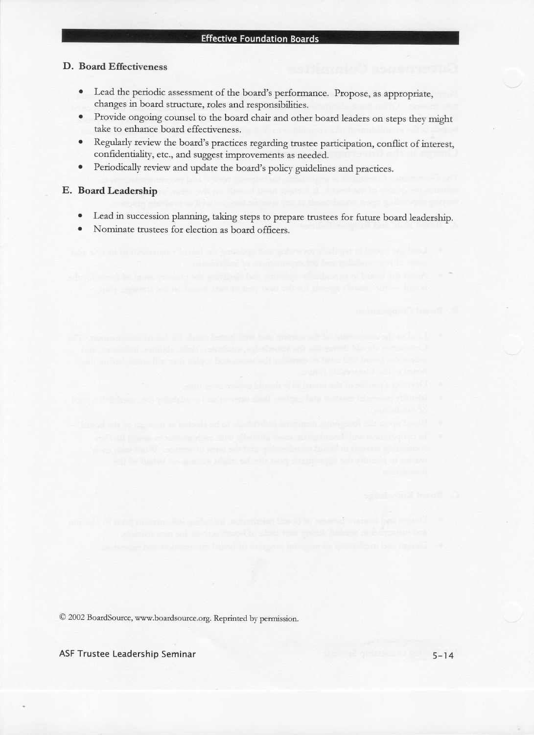## D. Board Effectiveness

- Lead the periodic assessment of the board's performance. Propose, as appropriate, changes in board structure, roles and responsibilities.
- Provide ongoing counsel to the board chair and other board leaders on steps they might take to enhance board effectiveness.
- Regularly review the board's practices regarding trustee participation, conflict of interest, confidentiality, etc., and suggest improvements as needed.
- Periodically review and update the board's policy guidelines and practices.

## E. Board Leadership

- Lead in succession planning, taking steps to prepare trustees for future board leadership.
- Nominate trustees for election as board officers.

© 2002 BoardSource, www.boardsource.org. Reprinted by permission.